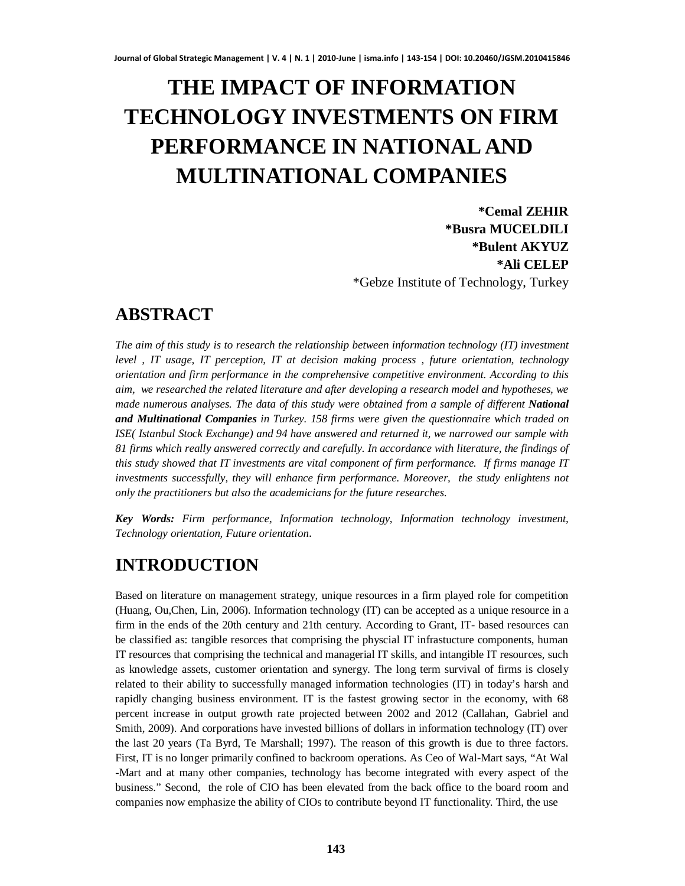# THE IMPACT OF INFORMATION TECHNOLOGY INVESTMENTS ON FIRM PERFORMANCE IN NATIONAL AND MULTINATIONAL COMPANIES

**\*Cemal ZEHIR**
**\*Busra MUCELDILI**
**\*Bulent AKYUZ**
**\*Ali CELEP**
\*Gebze Institute of Technology, Turkey

## ABSTRACT

*The aim of this study is to research the relationship between information technology (IT) investment level , IT usage, IT perception, IT at decision making process , future orientation, technology orientation and firm performance in the comprehensive competitive environment. According to this aim, we researched the related literature and after developing a research model and hypotheses, we made numerous analyses. The data of this study were obtained from a sample of different* ***National and Multinational Companies*** *in Turkey. 158 firms were given the questionnaire which traded on ISE( Istanbul Stock Exchange) and 94 have answered and returned it, we narrowed our sample with 81 firms which really answered correctly and carefully. In accordance with literature, the findings of this study showed that IT investments are vital component of firm performance. If firms manage IT investments successfully, they will enhance firm performance. Moreover, the study enlightens not only the practitioners but also the academicians for the future researches.*

***Key Words:*** *Firm performance, Information technology, Information technology investment, Technology orientation, Future orientation*.

## INTRODUCTION

Based on literature on management strategy, unique resources in a firm played role for competition (Huang, Ou,Chen, Lin, 2006). Information technology (IT) can be accepted as a unique resource in a firm in the ends of the 20th century and 21th century. According to Grant, IT- based resources can be classified as: tangible resorces that comprising the physcial IT infrastucture components, human IT resources that comprising the technical and managerial IT skills, and intangible IT resources, such as knowledge assets, customer orientation and synergy. The long term survival of firms is closely related to their ability to successfully managed information technologies (IT) in today's harsh and rapidly changing business environment. IT is the fastest growing sector in the economy, with 68 percent increase in output growth rate projected between 2002 and 2012 (Callahan, Gabriel and Smith, 2009). And corporations have invested billions of dollars in information technology (IT) over the last 20 years (Ta Byrd, Te Marshall; 1997). The reason of this growth is due to three factors. First, IT is no longer primarily confined to backroom operations. As Ceo of Wal-Mart says, "At Wal -Mart and at many other companies, technology has become integrated with every aspect of the business." Second, the role of CIO has been elevated from the back office to the board room and companies now emphasize the ability of CIOs to contribute beyond IT functionality. Third, the use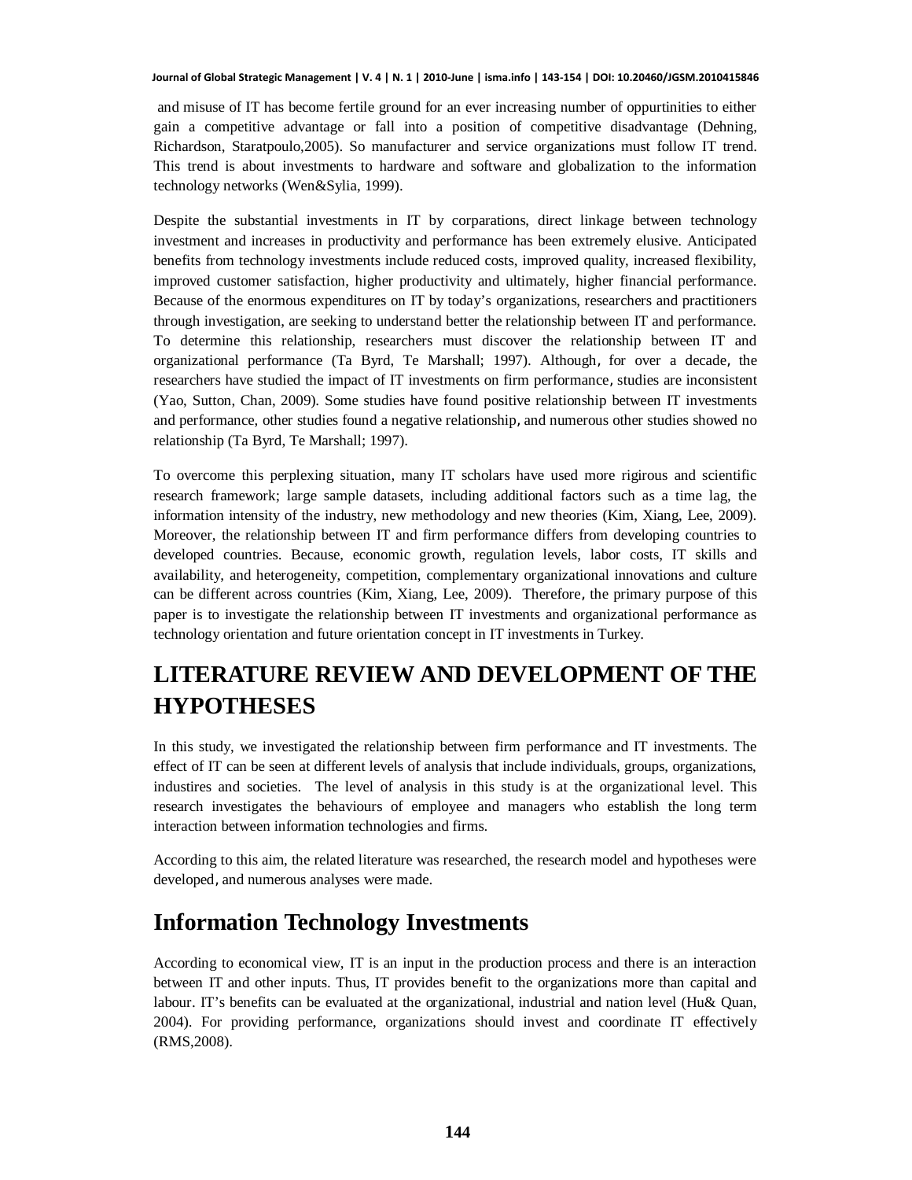and misuse of IT has become fertile ground for an ever increasing number of oppurtinities to either gain a competitive advantage or fall into a position of competitive disadvantage (Dehning, Richardson, Staratpoulo,2005). So manufacturer and service organizations must follow IT trend. This trend is about investments to hardware and software and globalization to the information technology networks (Wen&Sylia, 1999).

Despite the substantial investments in IT by corparations, direct linkage between technology investment and increases in productivity and performance has been extremely elusive. Anticipated benefits from technology investments include reduced costs, improved quality, increased flexibility, improved customer satisfaction, higher productivity and ultimately, higher financial performance. Because of the enormous expenditures on IT by today's organizations, researchers and practitioners through investigation, are seeking to understand better the relationship between IT and performance. To determine this relationship, researchers must discover the relationship between IT and organizational performance (Ta Byrd, Te Marshall; 1997). Although, for over a decade, the researchers have studied the impact of IT investments on firm performance, studies are inconsistent (Yao, Sutton, Chan, 2009). Some studies have found positive relationship between IT investments and performance, other studies found a negative relationship, and numerous other studies showed no relationship (Ta Byrd, Te Marshall; 1997).

To overcome this perplexing situation, many IT scholars have used more rigirous and scientific research framework; large sample datasets, including additional factors such as a time lag, the information intensity of the industry, new methodology and new theories (Kim, Xiang, Lee, 2009). Moreover, the relationship between IT and firm performance differs from developing countries to developed countries. Because, economic growth, regulation levels, labor costs, IT skills and availability, and heterogeneity, competition, complementary organizational innovations and culture can be different across countries (Kim, Xiang, Lee, 2009). Therefore, the primary purpose of this paper is to investigate the relationship between IT investments and organizational performance as technology orientation and future orientation concept in IT investments in Turkey.

# LITERATURE REVIEW AND DEVELOPMENT OF THE HYPOTHESES

In this study, we investigated the relationship between firm performance and IT investments. The effect of IT can be seen at different levels of analysis that include individuals, groups, organizations, industires and societies. The level of analysis in this study is at the organizational level. This research investigates the behaviours of employee and managers who establish the long term interaction between information technologies and firms.

According to this aim, the related literature was researched, the research model and hypotheses were developed, and numerous analyses were made.

## Information Technology Investments

According to economical view, IT is an input in the production process and there is an interaction between IT and other inputs. Thus, IT provides benefit to the organizations more than capital and labour. IT's benefits can be evaluated at the organizational, industrial and nation level (Hu& Quan, 2004). For providing performance, organizations should invest and coordinate IT effectively (RMS,2008).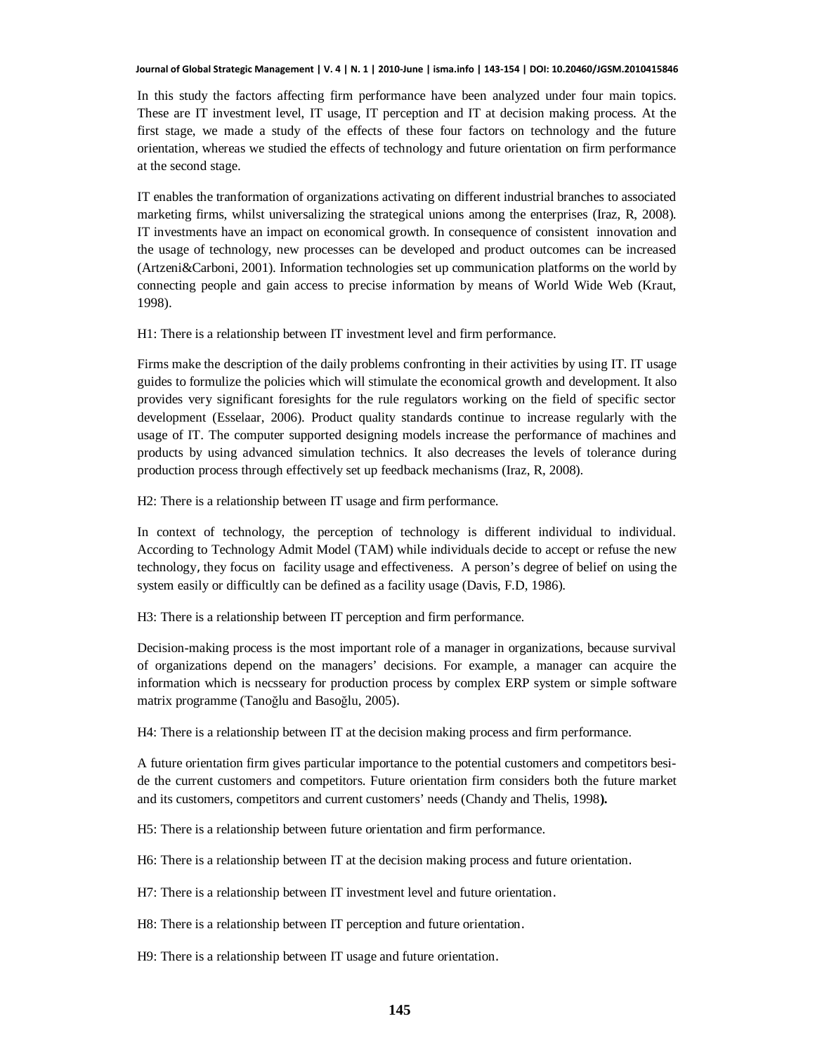In this study the factors affecting firm performance have been analyzed under four main topics. These are IT investment level, IT usage, IT perception and IT at decision making process. At the first stage, we made a study of the effects of these four factors on technology and the future orientation, whereas we studied the effects of technology and future orientation on firm performance at the second stage.

IT enables the tranformation of organizations activating on different industrial branches to associated marketing firms, whilst universalizing the strategical unions among the enterprises (Iraz, R, 2008). IT investments have an impact on economical growth. In consequence of consistent innovation and the usage of technology, new processes can be developed and product outcomes can be increased (Artzeni&Carboni, 2001). Information technologies set up communication platforms on the world by connecting people and gain access to precise information by means of World Wide Web (Kraut, 1998).

H1: There is a relationship between IT investment level and firm performance.

Firms make the description of the daily problems confronting in their activities by using IT. IT usage guides to formulize the policies which will stimulate the economical growth and development. It also provides very significant foresights for the rule regulators working on the field of specific sector development (Esselaar, 2006). Product quality standards continue to increase regularly with the usage of IT. The computer supported designing models increase the performance of machines and products by using advanced simulation technics. It also decreases the levels of tolerance during production process through effectively set up feedback mechanisms (Iraz, R, 2008).

H2: There is a relationship between IT usage and firm performance.

In context of technology, the perception of technology is different individual to individual. According to Technology Admit Model (TAM) while individuals decide to accept or refuse the new technology, they focus on facility usage and effectiveness. A person's degree of belief on using the system easily or difficultly can be defined as a facility usage (Davis, F.D, 1986).

H3: There is a relationship between IT perception and firm performance.

Decision-making process is the most important role of a manager in organizations, because survival of organizations depend on the managers' decisions. For example, a manager can acquire the information which is necsseary for production process by complex ERP system or simple software matrix programme (Tanoğlu and Basoğlu, 2005).

H4: There is a relationship between IT at the decision making process and firm performance.

A future orientation firm gives particular importance to the potential customers and competitors beside the current customers and competitors. Future orientation firm considers both the future market and its customers, competitors and current customers' needs (Chandy and Thelis, 1998**).**

H5: There is a relationship between future orientation and firm performance.

H6: There is a relationship between IT at the decision making process and future orientation.

H7: There is a relationship between IT investment level and future orientation.

H8: There is a relationship between IT perception and future orientation.

H9: There is a relationship between IT usage and future orientation.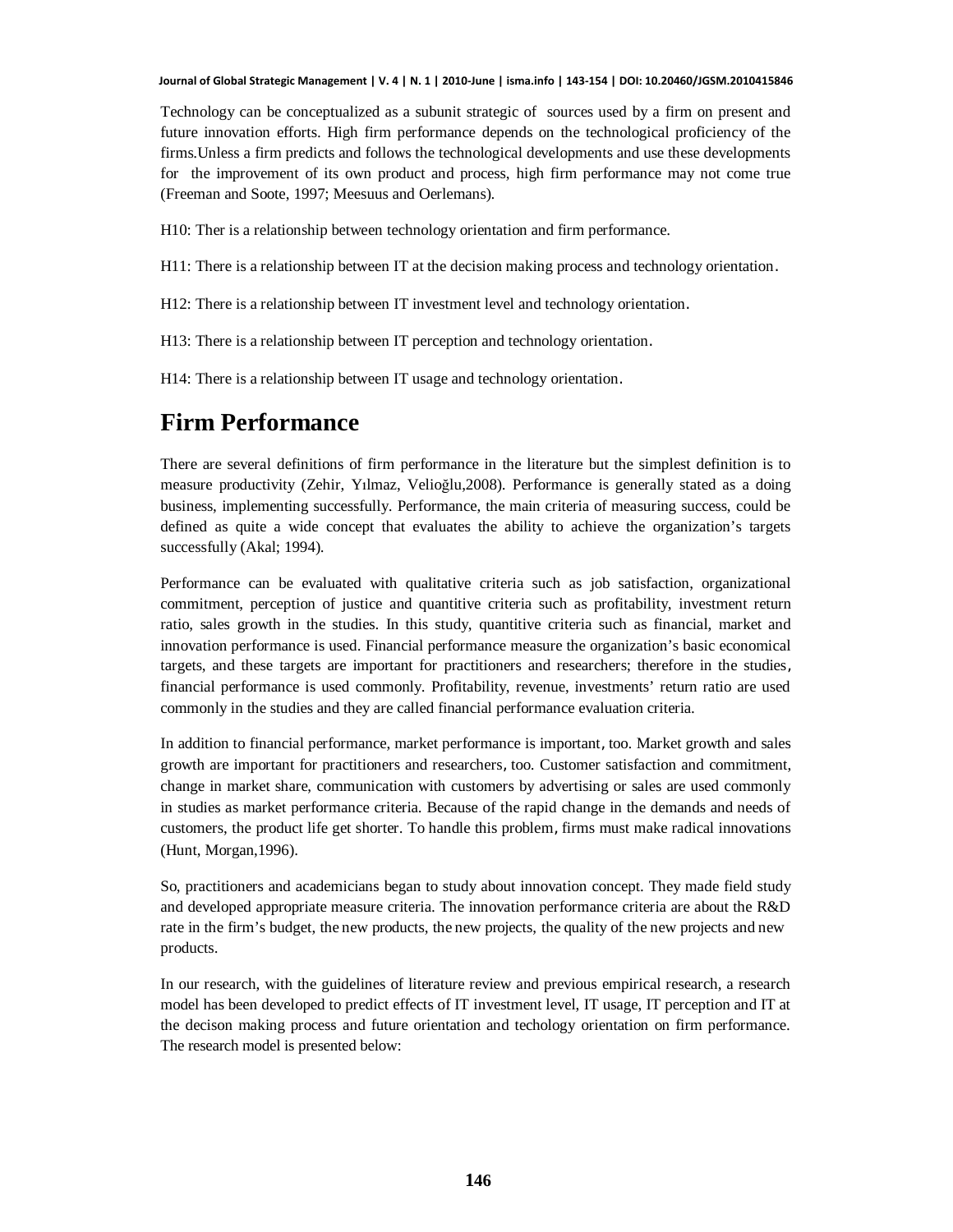Technology can be conceptualized as a subunit strategic of sources used by a firm on present and future innovation efforts. High firm performance depends on the technological proficiency of the firms.Unless a firm predicts and follows the technological developments and use these developments for the improvement of its own product and process, high firm performance may not come true (Freeman and Soote, 1997; Meesuus and Oerlemans).

H10: Ther is a relationship between technology orientation and firm performance.

H11: There is a relationship between IT at the decision making process and technology orientation.

H12: There is a relationship between IT investment level and technology orientation.

H13: There is a relationship between IT perception and technology orientation.

H14: There is a relationship between IT usage and technology orientation.

# Firm Performance

There are several definitions of firm performance in the literature but the simplest definition is to measure productivity (Zehir, Yılmaz, Velioğlu,2008). Performance is generally stated as a doing business, implementing successfully. Performance, the main criteria of measuring success, could be defined as quite a wide concept that evaluates the ability to achieve the organization's targets successfully (Akal; 1994).

Performance can be evaluated with qualitative criteria such as job satisfaction, organizational commitment, perception of justice and quantitive criteria such as profitability, investment return ratio, sales growth in the studies. In this study, quantitive criteria such as financial, market and innovation performance is used. Financial performance measure the organization's basic economical targets, and these targets are important for practitioners and researchers; therefore in the studies, financial performance is used commonly. Profitability, revenue, investments' return ratio are used commonly in the studies and they are called financial performance evaluation criteria.

In addition to financial performance, market performance is important, too. Market growth and sales growth are important for practitioners and researchers, too. Customer satisfaction and commitment, change in market share, communication with customers by advertising or sales are used commonly in studies as market performance criteria. Because of the rapid change in the demands and needs of customers, the product life get shorter. To handle this problem, firms must make radical innovations (Hunt, Morgan,1996).

So, practitioners and academicians began to study about innovation concept. They made field study and developed appropriate measure criteria. The innovation performance criteria are about the R&D rate in the firm's budget, the new products, the new projects, the quality of the new projects and new products.

In our research, with the guidelines of literature review and previous empirical research, a research model has been developed to predict effects of IT investment level, IT usage, IT perception and IT at the decison making process and future orientation and techology orientation on firm performance. The research model is presented below: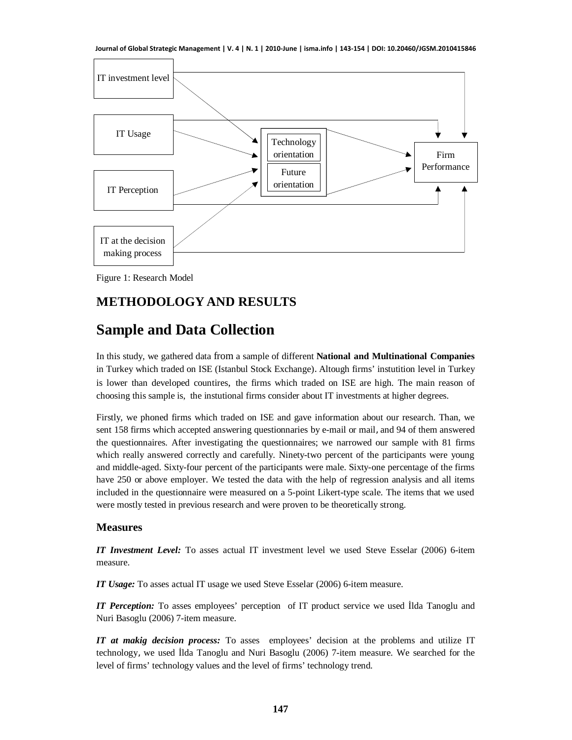Figure 1: Research Model

## METHODOLOGY AND RESULTS

# Sample and Data Collection

In this study, we gathered data from a sample of different **National and Multinational Companies** in Turkey which traded on ISE (Istanbul Stock Exchange). Altough firms' instutition level in Turkey is lower than developed countires, the firms which traded on ISE are high. The main reason of choosing this sample is, the instutional firms consider about IT investments at higher degrees.

Firstly, we phoned firms which traded on ISE and gave information about our research. Than, we sent 158 firms which accepted answering questionnaries by e-mail or mail, and 94 of them answered the questionnaires. After investigating the questionnaires; we narrowed our sample with 81 firms which really answered correctly and carefully. Ninety-two percent of the participants were young and middle-aged. Sixty-four percent of the participants were male. Sixty-one percentage of the firms have 250 or above employer. We tested the data with the help of regression analysis and all items included in the questionnaire were measured on a 5-point Likert-type scale. The items that we used were mostly tested in previous research and were proven to be theoretically strong.

### Measures

***IT Investment Level:*** To asses actual IT investment level we used Steve Esselar (2006) 6-item measure.

***IT Usage:*** To asses actual IT usage we used Steve Esselar (2006) 6-item measure.

***IT Perception:*** To asses employees' perception of IT product service we used İlda Tanoglu and Nuri Basoglu (2006) 7-item measure.

***IT at makig decision process:*** To asses employees' decision at the problems and utilize IT technology, we used İlda Tanoglu and Nuri Basoglu (2006) 7-item measure. We searched for the level of firms' technology values and the level of firms' technology trend.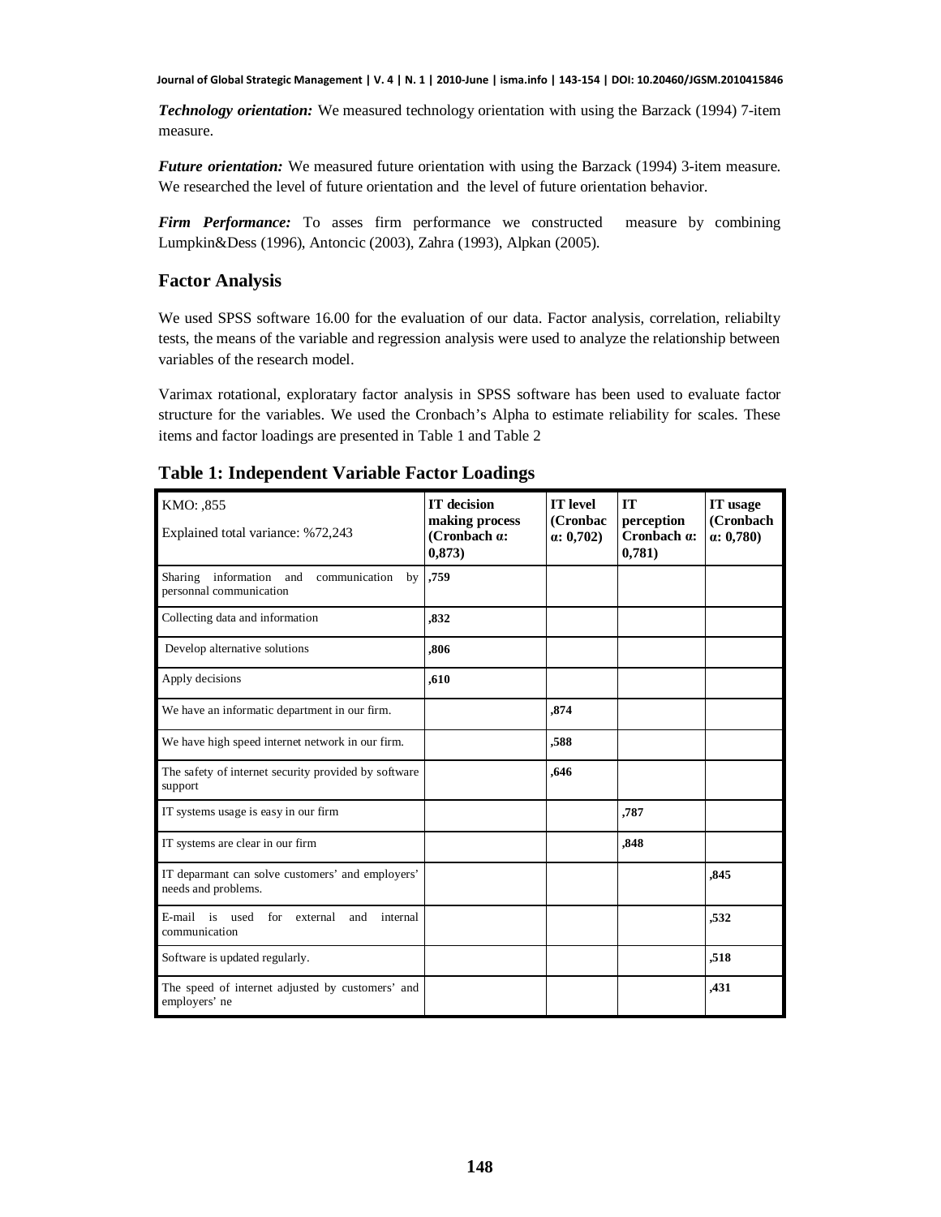***Technology orientation:*** We measured technology orientation with using the Barzack (1994) 7-item measure.

***Future orientation:*** We measured future orientation with using the Barzack (1994) 3-item measure. We researched the level of future orientation and the level of future orientation behavior.

***Firm Performance:*** To asses firm performance we constructed measure by combining Lumpkin&Dess (1996), Antoncic (2003), Zahra (1993), Alpkan (2005).

## Factor Analysis

We used SPSS software 16.00 for the evaluation of our data. Factor analysis, correlation, reliabilty tests, the means of the variable and regression analysis were used to analyze the relationship between variables of the research model.

Varimax rotational, exploratary factor analysis in SPSS software has been used to evaluate factor structure for the variables. We used the Cronbach's Alpha to estimate reliability for scales. These items and factor loadings are presented in Table 1 and Table 2

### Table 1: Independent Variable Factor Loadings

| KMO: ,855<br>Explained total variance: %72,243 | **IT decision making process (Cronbach α: 0,873)** | **IT level (Cronbac α: 0,702)** | **IT perception Cronbach α: 0,781)** | **IT usage (Cronbach α: 0,780)** |
|---|---|---|---|---|
| Sharing information and communication by personnal communication | **,759** | | | |
| Collecting data and information | **,832** | | | |
| Develop alternative solutions | **,806** | | | |
| Apply decisions | **,610** | | | |
| We have an informatic department in our firm. | | **,874** | | |
| We have high speed internet network in our firm. | | **,588** | | |
| The safety of internet security provided by software support | | **,646** | | |
| IT systems usage is easy in our firm | | | **,787** | |
| IT systems are clear in our firm | | | **,848** | |
| IT deparmant can solve customers' and employers' needs and problems. | | | | **,845** |
| E-mail is used for external and internal communication | | | | **,532** |
| Software is updated regularly. | | | | **,518** |
| The speed of internet adjusted by customers' and employers' ne | | | | **,431** |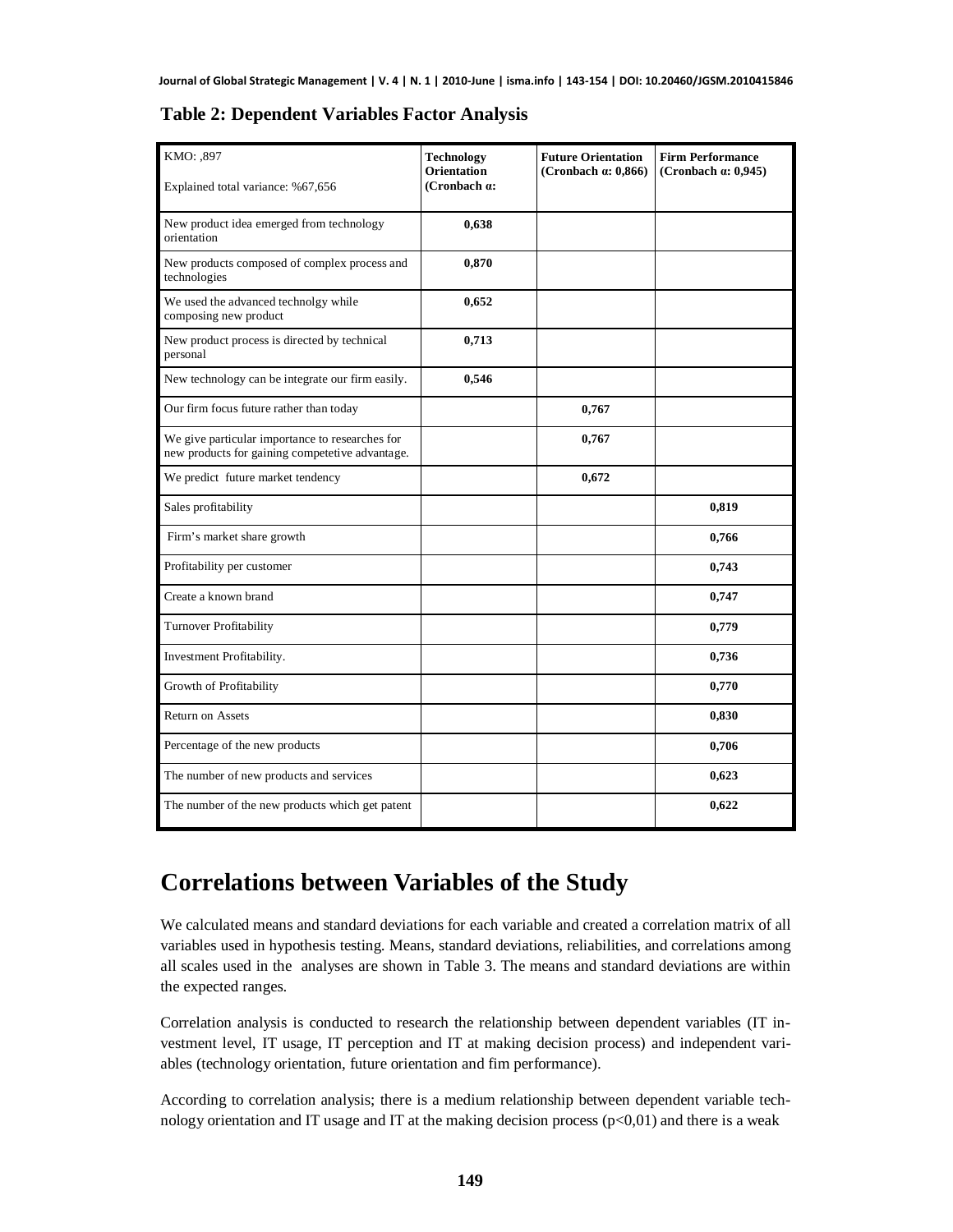**Table 2: Dependent Variables Factor Analysis**

| KMO: ,897<br>Explained total variance: %67,656 | **Technology Orientation (Cronbach α:** | **Future Orientation (Cronbach α: 0,866)** | **Firm Performance (Cronbach α: 0,945)** |
|---|---|---|---|
| New product idea emerged from technology orientation | **0,638** | | |
| New products composed of complex process and technologies | **0,870** | | |
| We used the advanced technolgy while composing new product | **0,652** | | |
| New product process is directed by technical personal | **0,713** | | |
| New technology can be integrate our firm easily. | **0,546** | | |
| Our firm focus future rather than today | | **0,767** | |
| We give particular importance to researches for new products for gaining competetive advantage. | | **0,767** | |
| We predict future market tendency | | **0,672** | |
| Sales profitability | | | **0,819** |
| Firm's market share growth | | | **0,766** |
| Profitability per customer | | | **0,743** |
| Create a known brand | | | **0,747** |
| Turnover Profitability | | | **0,779** |
| Investment Profitability. | | | **0,736** |
| Growth of Profitability | | | **0,770** |
| Return on Assets | | | **0,830** |
| Percentage of the new products | | | **0,706** |
| The number of new products and services | | | **0,623** |
| The number of the new products which get patent | | | **0,622** |

# Correlations between Variables of the Study

We calculated means and standard deviations for each variable and created a correlation matrix of all variables used in hypothesis testing. Means, standard deviations, reliabilities, and correlations among all scales used in the analyses are shown in Table 3. The means and standard deviations are within the expected ranges.

Correlation analysis is conducted to research the relationship between dependent variables (IT investment level, IT usage, IT perception and IT at making decision process) and independent variables (technology orientation, future orientation and fim performance).

According to correlation analysis; there is a medium relationship between dependent variable technology orientation and IT usage and IT at the making decision process ($p<0,01$) and there is a weak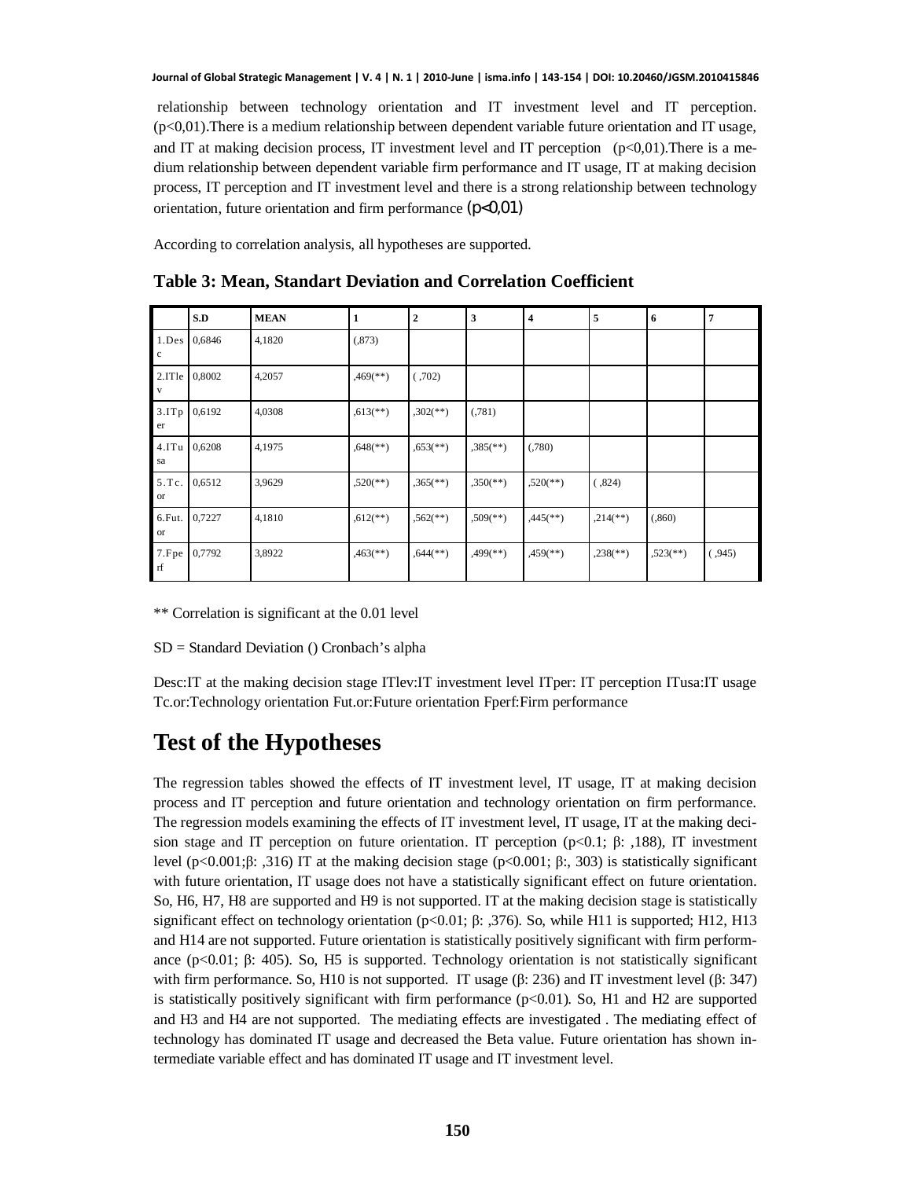relationship between technology orientation and IT investment level and IT perception. ($p<0,01$).There is a medium relationship between dependent variable future orientation and IT usage, and IT at making decision process, IT investment level and IT perception ($p<0,01$).There is a medium relationship between dependent variable firm performance and IT usage, IT at making decision process, IT perception and IT investment level and there is a strong relationship between technology orientation, future orientation and firm performance ($p<0,01$)

According to correlation analysis, all hypotheses are supported.

**Table 3: Mean, Standart Deviation and Correlation Coefficient**

| | S.D | MEAN | 1 | 2 | 3 | 4 | 5 | 6 | 7 |
|---|---|---|---|---|---|---|---|---|---|
| 1.Desc | 0,6846 | 4,1820 | (,873) | | | | | | |
| 2.ITlev | 0,8002 | 4,2057 | ,469(**) | ( ,702) | | | | | |
| 3.ITper | 0,6192 | 4,0308 | ,613(**) | ,302(**) | (,781) | | | | |
| 4.ITusa | 0,6208 | 4,1975 | ,648(**) | ,653(**) | ,385(**) | (,780) | | | |
| 5.Tc.or | 0,6512 | 3,9629 | ,520(**) | ,365(**) | ,350(**) | ,520(**) | ( ,824) | | |
| 6.Fut.or | 0,7227 | 4,1810 | ,612(**) | ,562(**) | ,509(**) | ,445(**) | ,214(**) | (,860) | |
| 7.Fperf | 0,7792 | 3,8922 | ,463(**) | ,644(**) | ,499(**) | ,459(**) | ,238(**) | ,523(**) | ( ,945) |

** Correlation is significant at the 0.01 level

SD = Standard Deviation () Cronbach's alpha

Desc:IT at the making decision stage ITlev:IT investment level ITper: IT perception ITusa:IT usage Tc.or:Technology orientation Fut.or:Future orientation Fperf:Firm performance

# Test of the Hypotheses

The regression tables showed the effects of IT investment level, IT usage, IT at making decision process and IT perception and future orientation and technology orientation on firm performance. The regression models examining the effects of IT investment level, IT usage, IT at the making decision stage and IT perception on future orientation. IT perception ($p<0.1$; β: ,188), IT investment level ($p<0.001$;β: ,316) IT at the making decision stage ($p<0.001$; β:, 303) is statistically significant with future orientation, IT usage does not have a statistically significant effect on future orientation. So, H6, H7, H8 are supported and H9 is not supported. IT at the making decision stage is statistically significant effect on technology orientation ($p<0.01$; β: ,376). So, while H11 is supported; H12, H13 and H14 are not supported. Future orientation is statistically positively significant with firm performance ($p<0.01$; β: 405). So, H5 is supported. Technology orientation is not statistically significant with firm performance. So, H10 is not supported. IT usage (β: 236) and IT investment level (β: 347) is statistically positively significant with firm performance ($p<0.01$). So, H1 and H2 are supported and H3 and H4 are not supported. The mediating effects are investigated . The mediating effect of technology has dominated IT usage and decreased the Beta value. Future orientation has shown intermediate variable effect and has dominated IT usage and IT investment level.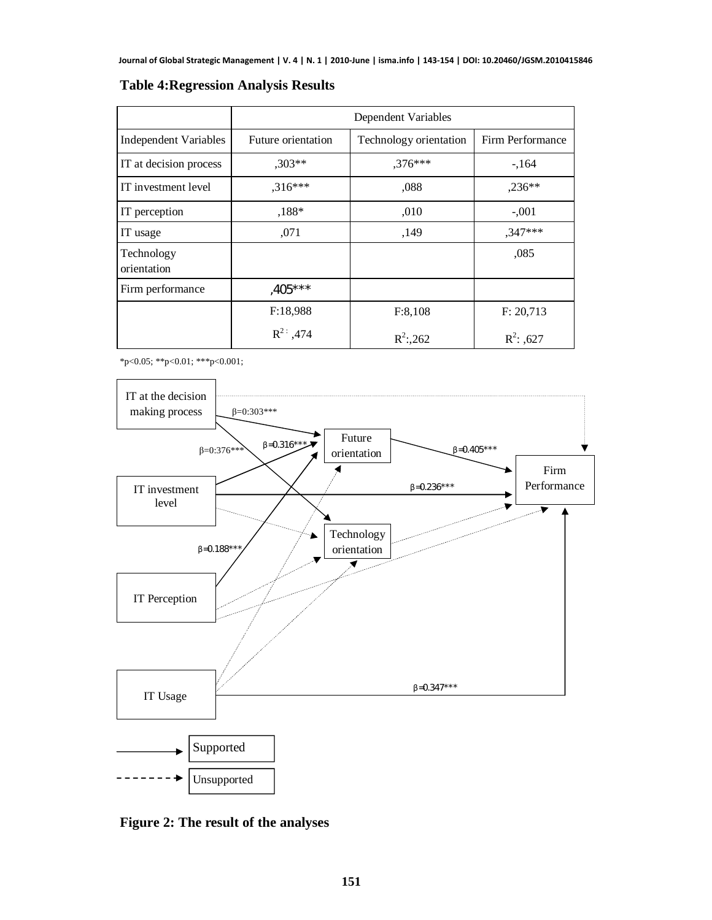**Table 4:Regression Analysis Results**

| | Dependent Variables | | |
|---|---|---|---|
| Independent Variables | Future orientation | Technology orientation | Firm Performance |
| IT at decision process | ,303** | ,376*** | -,164 |
| IT investment level | ,316*** | ,088 | ,236** |
| IT perception | ,188* | ,010 | -,001 |
| IT usage | ,071 | ,149 | ,347*** |
| Technology orientation | | | ,085 |
| Firm performance | ,405*** | | |
| | F:18,988 $R^2$: ,474 | F:8,108 $R^2$:,262 | F: 20,713 $R^2$: ,627 |

*p<0.05; **p<0.01; ***p<0.001;

IT at the decision making process

β=0:303***

β=0:376***

β=0.316***

Future orientation

β=0.405***

Firm Performance

IT investment level

β=0.236***

Technology orientation

β=0.188***

IT Perception

IT Usage

β=0.347***

Supported

Unsupported

**Figure 2: The result of the analyses**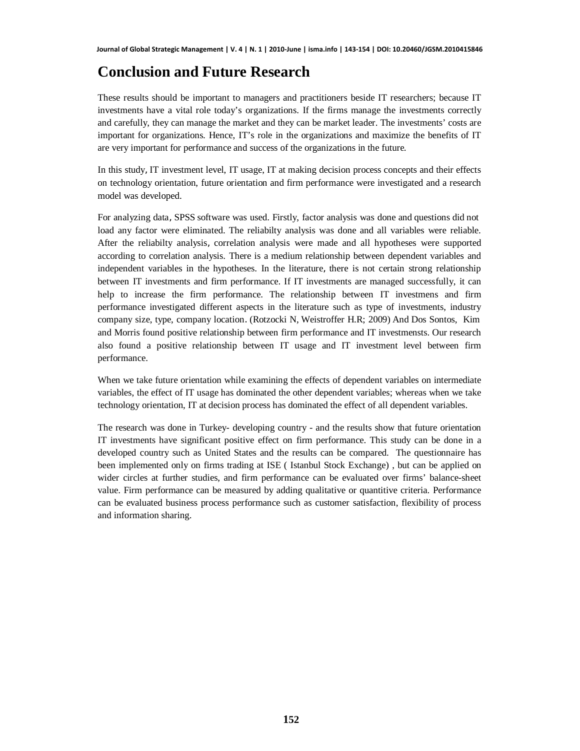# Conclusion and Future Research

These results should be important to managers and practitioners beside IT researchers; because IT investments have a vital role today's organizations. If the firms manage the investments correctly and carefully, they can manage the market and they can be market leader. The investments' costs are important for organizations. Hence, IT's role in the organizations and maximize the benefits of IT are very important for performance and success of the organizations in the future.

In this study, IT investment level, IT usage, IT at making decision process concepts and their effects on technology orientation, future orientation and firm performance were investigated and a research model was developed.

For analyzing data, SPSS software was used. Firstly, factor analysis was done and questions did not load any factor were eliminated. The reliabilty analysis was done and all variables were reliable. After the reliabilty analysis, correlation analysis were made and all hypotheses were supported according to correlation analysis. There is a medium relationship between dependent variables and independent variables in the hypotheses. In the literature, there is not certain strong relationship between IT investments and firm performance. If IT investments are managed successfully, it can help to increase the firm performance. The relationship between IT investmens and firm performance investigated different aspects in the literature such as type of investments, industry company size, type, company location. (Rotzocki N, Weistroffer H.R; 2009) And Dos Sontos, Kim and Morris found positive relationship between firm performance and IT investmensts. Our research also found a positive relationship between IT usage and IT investment level between firm performance.

When we take future orientation while examining the effects of dependent variables on intermediate variables, the effect of IT usage has dominated the other dependent variables; whereas when we take technology orientation, IT at decision process has dominated the effect of all dependent variables.

The research was done in Turkey- developing country - and the results show that future orientation IT investments have significant positive effect on firm performance. This study can be done in a developed country such as United States and the results can be compared. The questionnaire has been implemented only on firms trading at ISE ( Istanbul Stock Exchange) , but can be applied on wider circles at further studies, and firm performance can be evaluated over firms' balance-sheet value. Firm performance can be measured by adding qualitative or quantitive criteria. Performance can be evaluated business process performance such as customer satisfaction, flexibility of process and information sharing.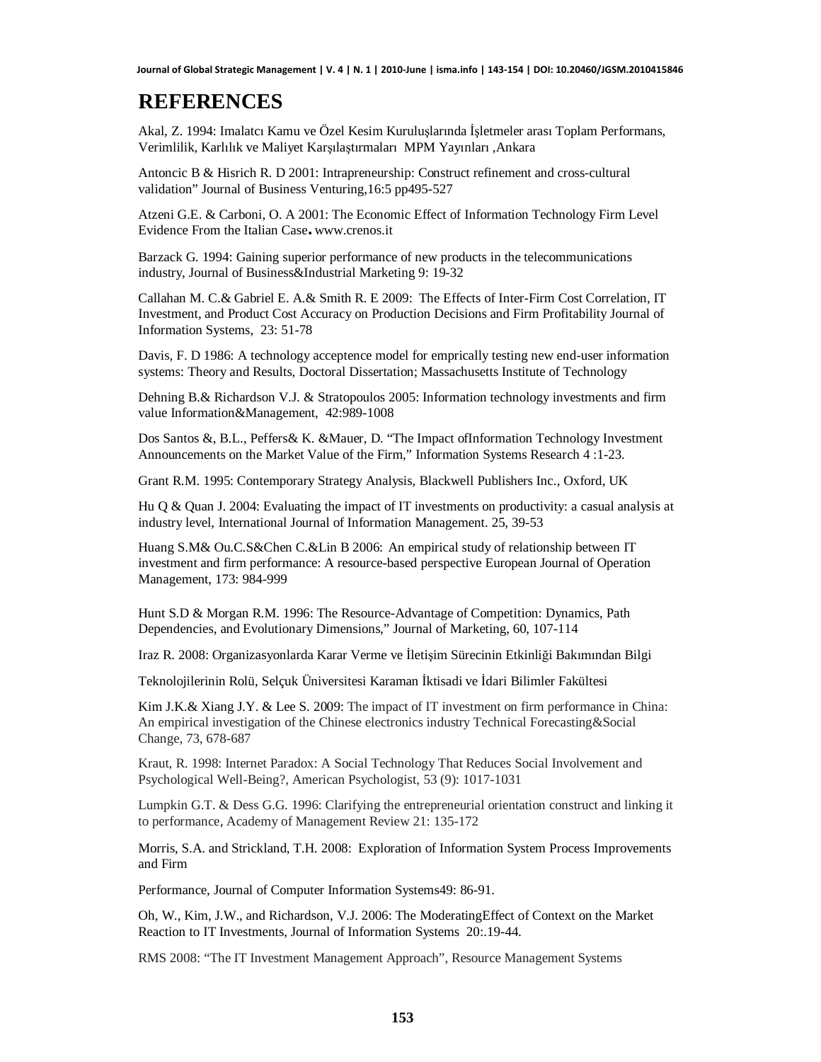# REFERENCES

Akal, Z. 1994: Imalatcı Kamu ve Özel Kesim Kuruluşlarında İşletmeler arası Toplam Performans, Verimlilik, Karlılık ve Maliyet Karşılaştırmaları MPM Yayınları ,Ankara

Antoncic B & Hisrich R. D 2001: Intrapreneurship: Construct refinement and cross-cultural validation" Journal of Business Venturing,16:5 pp495-527

Atzeni G.E. & Carboni, O. A 2001: The Economic Effect of Information Technology Firm Level Evidence From the Italian Case. www.crenos.it

Barzack G. 1994: Gaining superior performance of new products in the telecommunications industry, Journal of Business&Industrial Marketing 9: 19-32

Callahan M. C.& Gabriel E. A.& Smith R. E 2009: The Effects of Inter-Firm Cost Correlation, IT Investment, and Product Cost Accuracy on Production Decisions and Firm Profitability Journal of Information Systems, 23: 51-78

Davis, F. D 1986: A technology acceptence model for emprically testing new end-user information systems: Theory and Results, Doctoral Dissertation; Massachusetts Institute of Technology

Dehning B.& Richardson V.J. & Stratopoulos 2005: Information technology investments and firm value Information&Management, 42:989-1008

Dos Santos &, B.L., Peffers& K. &Mauer, D. "The Impact ofInformation Technology Investment Announcements on the Market Value of the Firm," Information Systems Research 4 :1-23.

Grant R.M. 1995: Contemporary Strategy Analysis, Blackwell Publishers Inc., Oxford, UK

Hu Q & Quan J. 2004: Evaluating the impact of IT investments on productivity: a casual analysis at industry level, International Journal of Information Management. 25, 39-53

Huang S.M& Ou.C.S&Chen C.&Lin B 2006: An empirical study of relationship between IT investment and firm performance: A resource-based perspective European Journal of Operation Management, 173: 984-999

Hunt S.D & Morgan R.M. 1996: The Resource-Advantage of Competition: Dynamics, Path Dependencies, and Evolutionary Dimensions," Journal of Marketing, 60, 107-114

Iraz R. 2008: Organizasyonlarda Karar Verme ve İletişim Sürecinin Etkinliği Bakımından Bilgi

Teknolojilerinin Rolü, Selçuk Üniversitesi Karaman İktisadi ve İdari Bilimler Fakültesi

Kim J.K.& Xiang J.Y. & Lee S. 2009: The impact of IT investment on firm performance in China: An empirical investigation of the Chinese electronics industry Technical Forecasting&Social Change, 73, 678-687

Kraut, R. 1998: Internet Paradox: A Social Technology That Reduces Social Involvement and Psychological Well-Being?, American Psychologist, 53 (9): 1017-1031

Lumpkin G.T. & Dess G.G. 1996: Clarifying the entrepreneurial orientation construct and linking it to performance, Academy of Management Review 21: 135-172

Morris, S.A. and Strickland, T.H. 2008: Exploration of Information System Process Improvements and Firm

Performance, Journal of Computer Information Systems49: 86-91.

Oh, W., Kim, J.W., and Richardson, V.J. 2006: The ModeratingEffect of Context on the Market Reaction to IT Investments, Journal of Information Systems 20:.19-44.

RMS 2008: "The IT Investment Management Approach", Resource Management Systems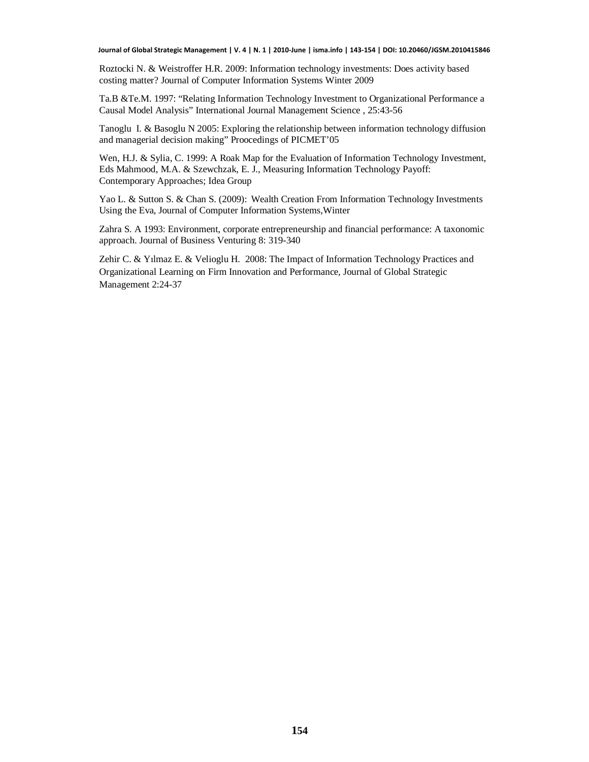Roztocki N. & Weistroffer H.R. 2009: Information technology investments: Does activity based costing matter? Journal of Computer Information Systems Winter 2009

Ta.B &Te.M. 1997: "Relating Information Technology Investment to Organizational Performance a Causal Model Analysis" International Journal Management Science , 25:43-56

Tanoglu I. & Basoglu N 2005: Exploring the relationship between information technology diffusion and managerial decision making" Proocedings of PICMET'05

Wen, H.J. & Sylia, C. 1999: A Roak Map for the Evaluation of Information Technology Investment, Eds Mahmood, M.A. & Szewchzak, E. J., Measuring Information Technology Payoff: Contemporary Approaches; Idea Group

Yao L. & Sutton S. & Chan S. (2009): Wealth Creation From Information Technology Investments Using the Eva, Journal of Computer Information Systems,Winter

Zahra S. A 1993: Environment, corporate entrepreneurship and financial performance: A taxonomic approach. Journal of Business Venturing 8: 319-340

Zehir C. & Yılmaz E. & Velioglu H. 2008: The Impact of Information Technology Practices and Organizational Learning on Firm Innovation and Performance, Journal of Global Strategic Management 2:24-37